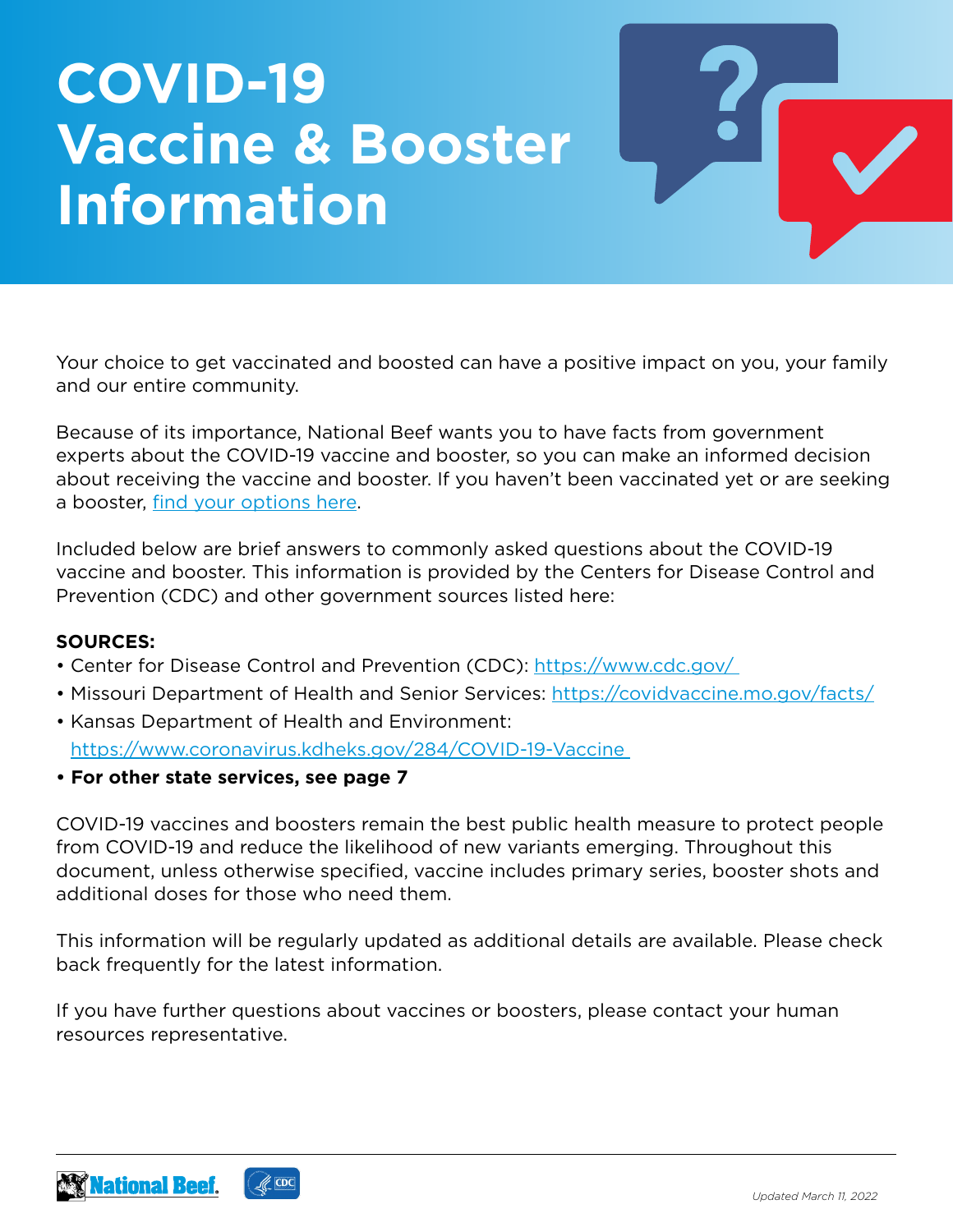# COVID-19 Vaccine & Booster Information

Your choice to get vaccinated and boosted can have a positive impact on you, your family and our entire community.

Because of its importance, National Beef wants you to have facts from government experts about the COVID-19 vaccine and booster, so you can make an informed decision about receiving the vaccine and booster. If you haven't been vaccinated yet or are seeking a booster, find your options here.

Included below are brief answers to commonly asked questions about the COVID-19 vaccine and booster. This information is provided by the Centers for Disease Control and Prevention (CDC) and other government sources listed here:

**SOURCES:**

- Center for Disease Control and Prevention (CDC): https://www.cdc.gov/
- Missouri Department of Health and Senior Services: https://covidvaccine.mo.gov/facts/
- Kansas Department of Health and Environment: https://www.coronavirus.kdheks.gov/284/COVID-19-Vaccine
- **For other state services, see page 7**

COVID-19 vaccines and boosters remain the best public health measure to protect people from COVID-19 and reduce the likelihood of new variants emerging. Throughout this document, unless otherwise specified, vaccine includes primary series, booster shots and additional doses for those who need them.

This information will be regularly updated as additional details are available. Please check back frequently for the latest information.

If you have further questions about vaccines or boosters, please contact your human resources representative.

*Updated March 11, 2022*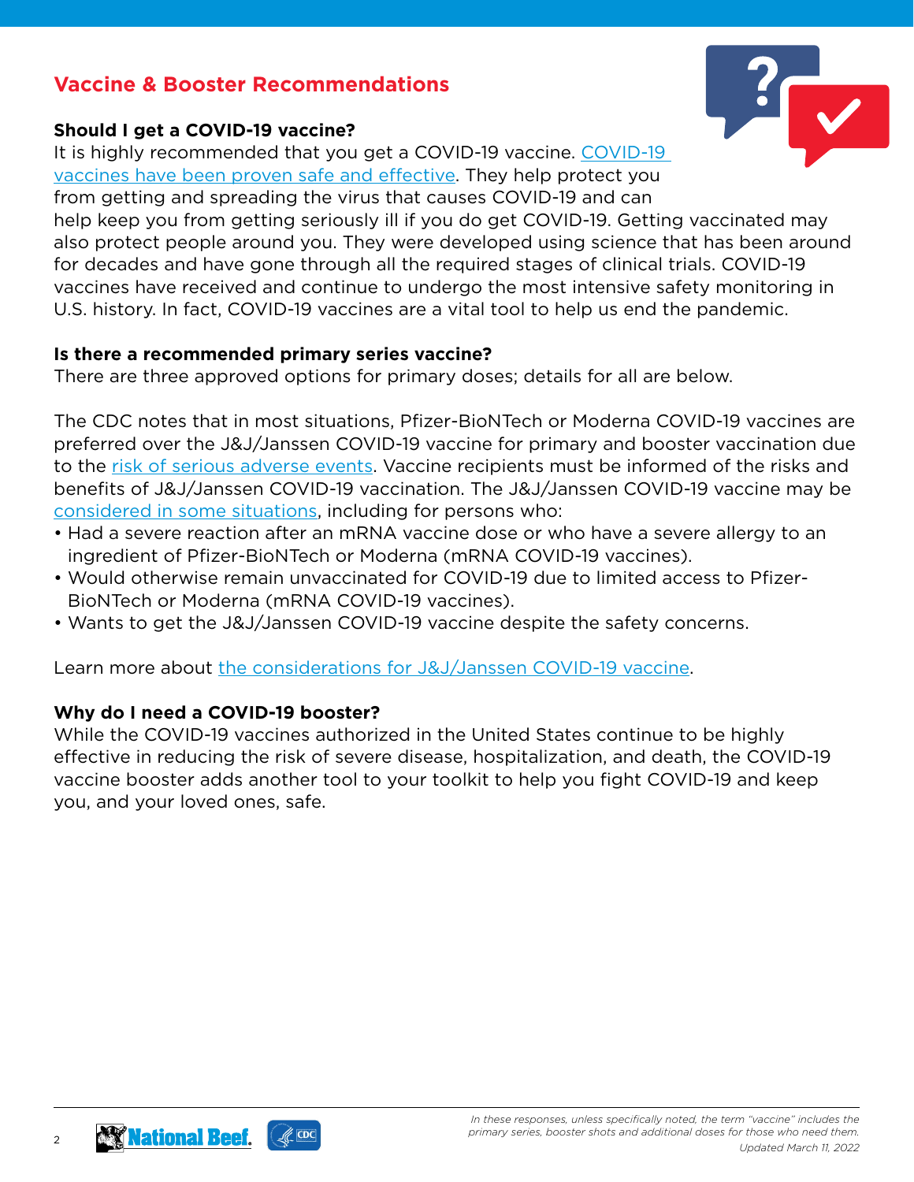## Vaccine & Booster Recommendations

**Should I get a COVID-19 vaccine?**

It is highly recommended that you get a COVID-19 vaccine. COVID-19 vaccines have been proven safe and effective. They help protect you from getting and spreading the virus that causes COVID-19 and can help keep you from getting seriously ill if you do get COVID-19. Getting vaccinated may also protect people around you. They were developed using science that has been around for decades and have gone through all the required stages of clinical trials. COVID-19 vaccines have received and continue to undergo the most intensive safety monitoring in U.S. history. In fact, COVID-19 vaccines are a vital tool to help us end the pandemic.

**Is there a recommended primary series vaccine?**

There are three approved options for primary doses; details for all are below.

The CDC notes that in most situations, Pfizer-BioNTech or Moderna COVID-19 vaccines are preferred over the J&J/Janssen COVID-19 vaccine for primary and booster vaccination due to the risk of serious adverse events. Vaccine recipients must be informed of the risks and benefits of J&J/Janssen COVID-19 vaccination. The J&J/Janssen COVID-19 vaccine may be considered in some situations, including for persons who:

- Had a severe reaction after an mRNA vaccine dose or who have a severe allergy to an ingredient of Pfizer-BioNTech or Moderna (mRNA COVID-19 vaccines).
- Would otherwise remain unvaccinated for COVID-19 due to limited access to Pfizer-BioNTech or Moderna (mRNA COVID-19 vaccines).
- Wants to get the J&J/Janssen COVID-19 vaccine despite the safety concerns.

Learn more about the considerations for J&J/Janssen COVID-19 vaccine.

**Why do I need a COVID-19 booster?**

While the COVID-19 vaccines authorized in the United States continue to be highly effective in reducing the risk of severe disease, hospitalization, and death, the COVID-19 vaccine booster adds another tool to your toolkit to help you fight COVID-19 and keep you, and your loved ones, safe.

*In these responses, unless specifically noted, the term "vaccine" includes the primary series, booster shots and additional doses for those who need them.*

*Updated March 11, 2022*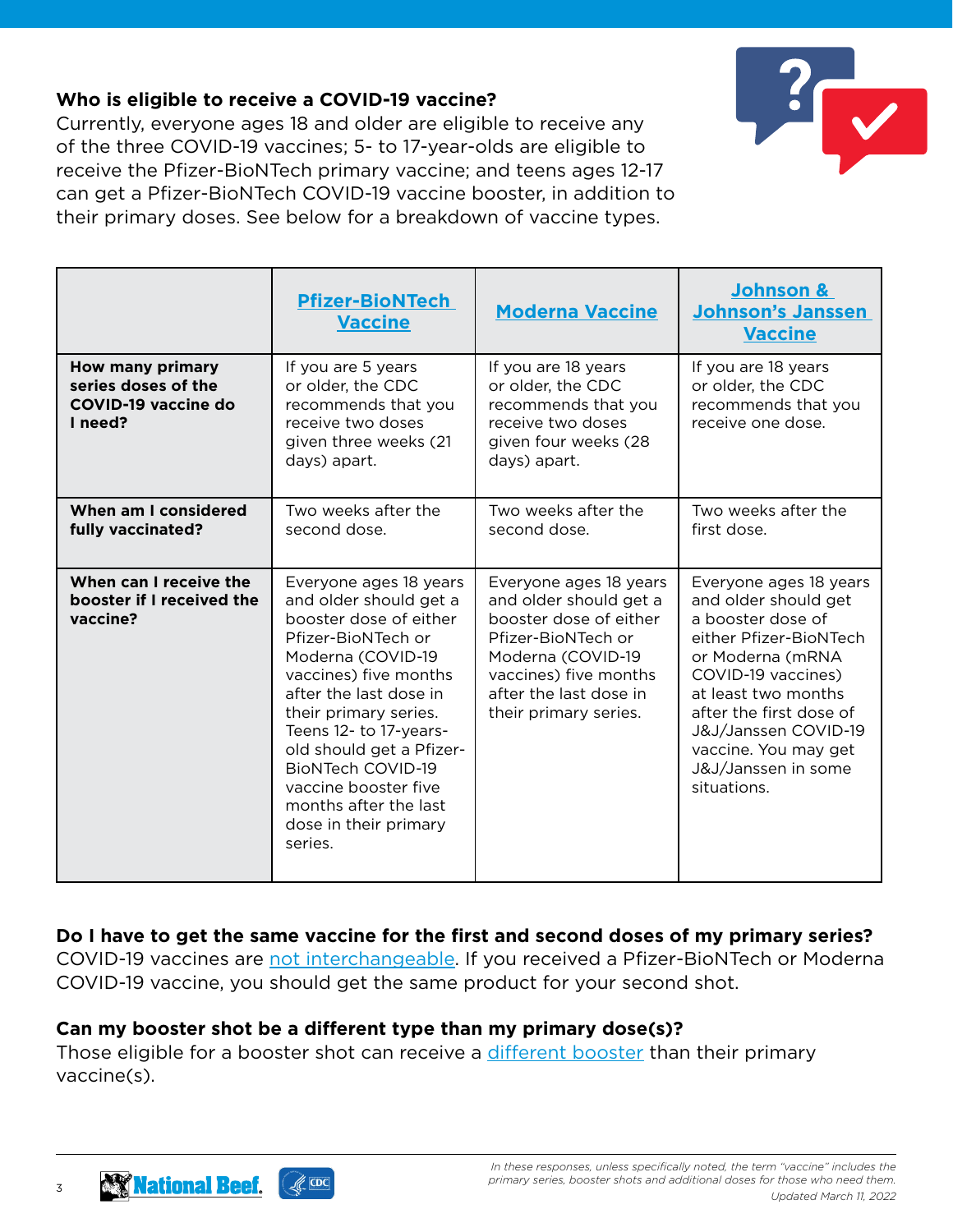**Who is eligible to receive a COVID-19 vaccine?**

Currently, everyone ages 18 and older are eligible to receive any of the three COVID-19 vaccines; 5- to 17-year-olds are eligible to receive the Pfizer-BioNTech primary vaccine; and teens ages 12-17 can get a Pfizer-BioNTech COVID-19 vaccine booster, in addition to their primary doses. See below for a breakdown of vaccine types.

| | Pfizer-BioNTech Vaccine | Moderna Vaccine | Johnson & Johnson's Janssen Vaccine |
|---|---|---|---|
| **How many primary series doses of the COVID-19 vaccine do I need?** | If you are 5 years or older, the CDC recommends that you receive two doses given three weeks (21 days) apart. | If you are 18 years or older, the CDC recommends that you receive two doses given four weeks (28 days) apart. | If you are 18 years or older, the CDC recommends that you receive one dose. |
| **When am I considered fully vaccinated?** | Two weeks after the second dose. | Two weeks after the second dose. | Two weeks after the first dose. |
| **When can I receive the booster if I received the vaccine?** | Everyone ages 18 years and older should get a booster dose of either Pfizer-BioNTech or Moderna (COVID-19 vaccines) five months after the last dose in their primary series. Teens 12- to 17-years-old should get a Pfizer-BioNTech COVID-19 vaccine booster five months after the last dose in their primary series. | Everyone ages 18 years and older should get a booster dose of either Pfizer-BioNTech or Moderna (COVID-19 vaccines) five months after the last dose in their primary series. | Everyone ages 18 years and older should get a booster dose of either Pfizer-BioNTech or Moderna (mRNA COVID-19 vaccines) at least two months after the first dose of J&J/Janssen COVID-19 vaccine. You may get J&J/Janssen in some situations. |

**Do I have to get the same vaccine for the first and second doses of my primary series?**

COVID-19 vaccines are not interchangeable. If you received a Pfizer-BioNTech or Moderna COVID-19 vaccine, you should get the same product for your second shot.

**Can my booster shot be a different type than my primary dose(s)?**

Those eligible for a booster shot can receive a different booster than their primary vaccine(s).

*In these responses, unless specifically noted, the term "vaccine" includes the primary series, booster shots and additional doses for those who need them.*

*Updated March 11, 2022*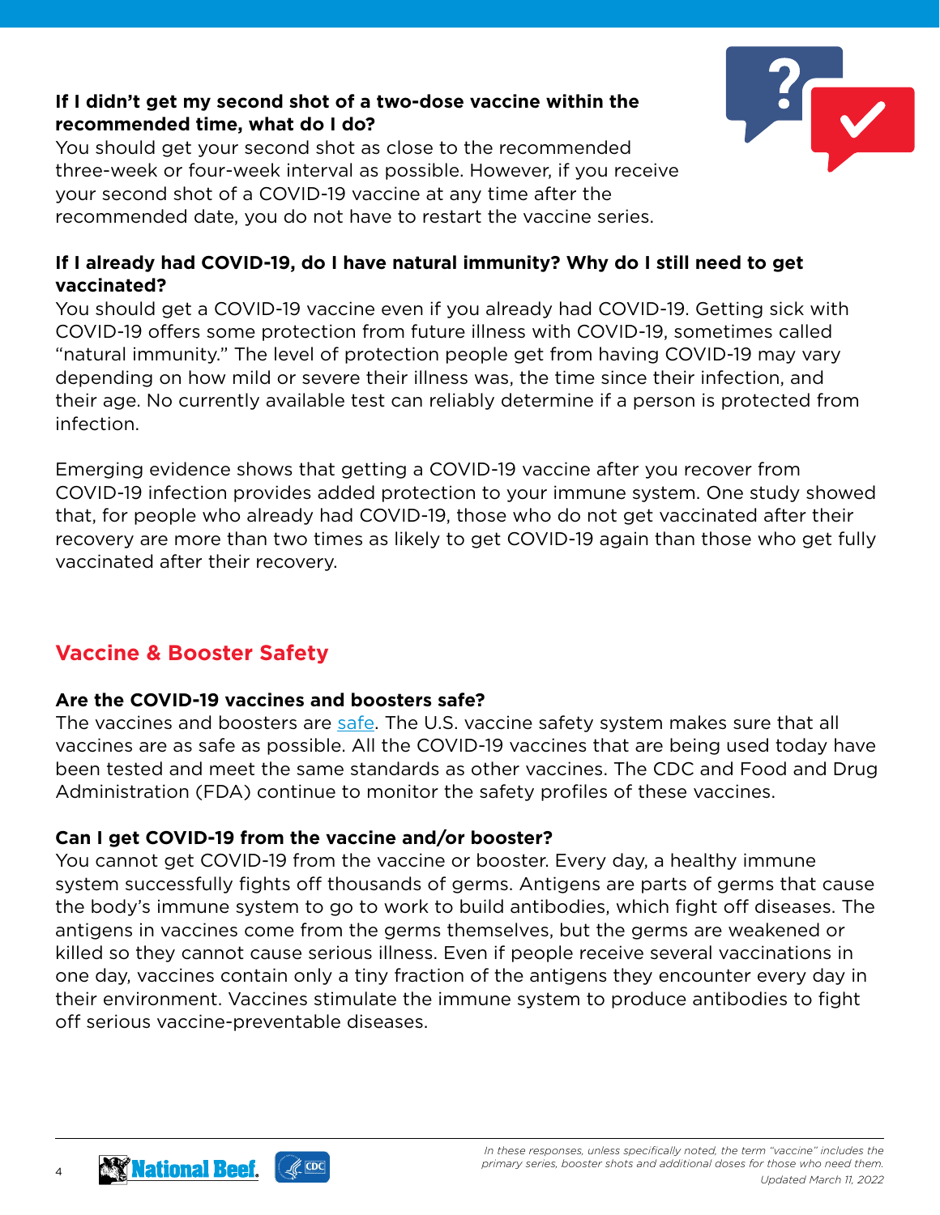**If I didn't get my second shot of a two-dose vaccine within the recommended time, what do I do?**

You should get your second shot as close to the recommended three-week or four-week interval as possible. However, if you receive your second shot of a COVID-19 vaccine at any time after the recommended date, you do not have to restart the vaccine series.

**If I already had COVID-19, do I have natural immunity? Why do I still need to get vaccinated?**

You should get a COVID-19 vaccine even if you already had COVID-19. Getting sick with COVID-19 offers some protection from future illness with COVID-19, sometimes called "natural immunity." The level of protection people get from having COVID-19 may vary depending on how mild or severe their illness was, the time since their infection, and their age. No currently available test can reliably determine if a person is protected from infection.

Emerging evidence shows that getting a COVID-19 vaccine after you recover from COVID-19 infection provides added protection to your immune system. One study showed that, for people who already had COVID-19, those who do not get vaccinated after their recovery are more than two times as likely to get COVID-19 again than those who get fully vaccinated after their recovery.

## Vaccine & Booster Safety

**Are the COVID-19 vaccines and boosters safe?**

The vaccines and boosters are safe. The U.S. vaccine safety system makes sure that all vaccines are as safe as possible. All the COVID-19 vaccines that are being used today have been tested and meet the same standards as other vaccines. The CDC and Food and Drug Administration (FDA) continue to monitor the safety profiles of these vaccines.

**Can I get COVID-19 from the vaccine and/or booster?**

You cannot get COVID-19 from the vaccine or booster. Every day, a healthy immune system successfully fights off thousands of germs. Antigens are parts of germs that cause the body's immune system to go to work to build antibodies, which fight off diseases. The antigens in vaccines come from the germs themselves, but the germs are weakened or killed so they cannot cause serious illness. Even if people receive several vaccinations in one day, vaccines contain only a tiny fraction of the antigens they encounter every day in their environment. Vaccines stimulate the immune system to produce antibodies to fight off serious vaccine-preventable diseases.

*In these responses, unless specifically noted, the term "vaccine" includes the primary series, booster shots and additional doses for those who need them.*

*Updated March 11, 2022*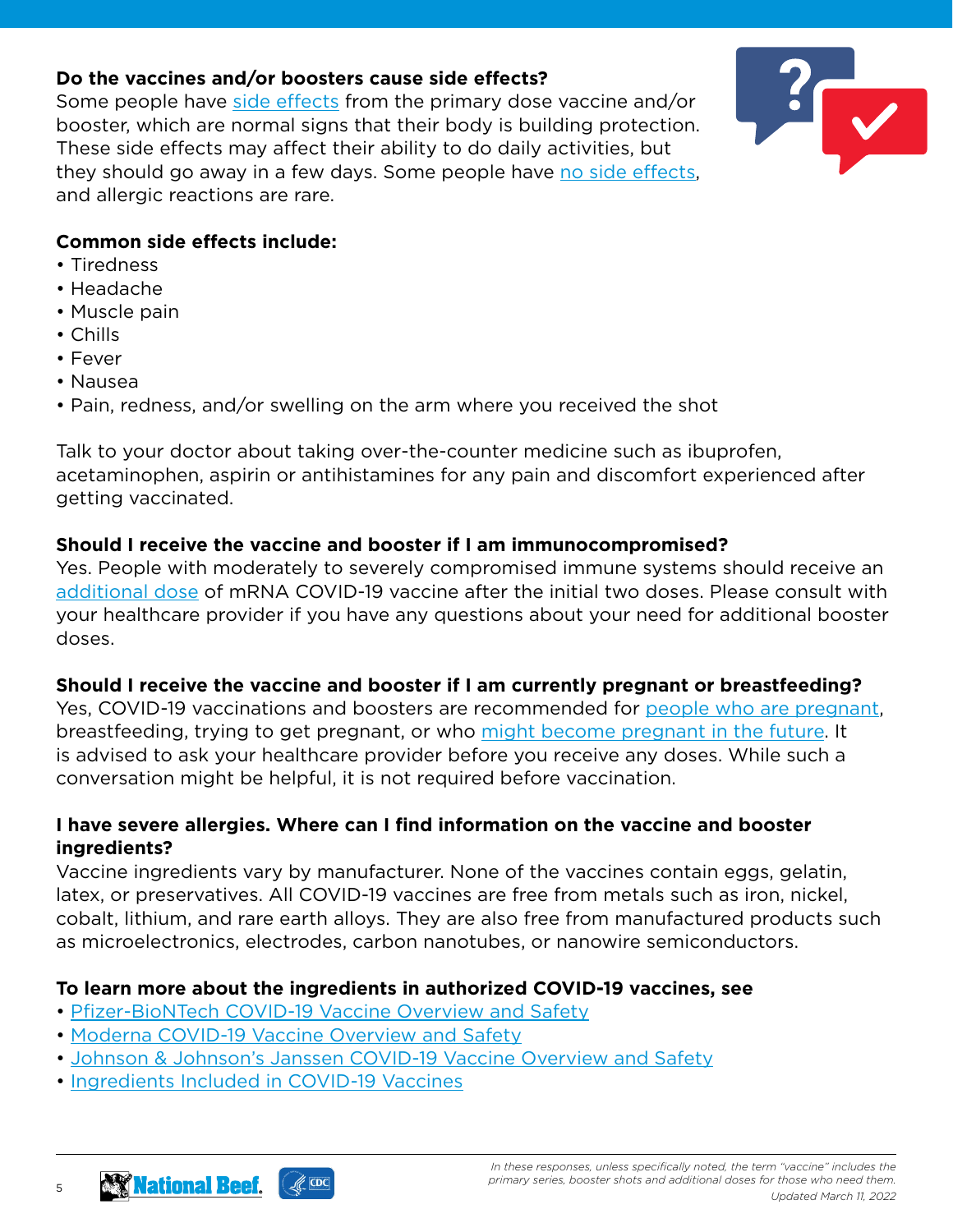**Do the vaccines and/or boosters cause side effects?**

Some people have side effects from the primary dose vaccine and/or booster, which are normal signs that their body is building protection. These side effects may affect their ability to do daily activities, but they should go away in a few days. Some people have no side effects, and allergic reactions are rare.

**Common side effects include:**

- Tiredness
- Headache
- Muscle pain
- Chills
- Fever
- Nausea
- Pain, redness, and/or swelling on the arm where you received the shot

Talk to your doctor about taking over-the-counter medicine such as ibuprofen, acetaminophen, aspirin or antihistamines for any pain and discomfort experienced after getting vaccinated.

**Should I receive the vaccine and booster if I am immunocompromised?**

Yes. People with moderately to severely compromised immune systems should receive an additional dose of mRNA COVID-19 vaccine after the initial two doses. Please consult with your healthcare provider if you have any questions about your need for additional booster doses.

**Should I receive the vaccine and booster if I am currently pregnant or breastfeeding?**

Yes, COVID-19 vaccinations and boosters are recommended for people who are pregnant, breastfeeding, trying to get pregnant, or who might become pregnant in the future. It is advised to ask your healthcare provider before you receive any doses. While such a conversation might be helpful, it is not required before vaccination.

**I have severe allergies. Where can I find information on the vaccine and booster ingredients?**

Vaccine ingredients vary by manufacturer. None of the vaccines contain eggs, gelatin, latex, or preservatives. All COVID-19 vaccines are free from metals such as iron, nickel, cobalt, lithium, and rare earth alloys. They are also free from manufactured products such as microelectronics, electrodes, carbon nanotubes, or nanowire semiconductors.

**To learn more about the ingredients in authorized COVID-19 vaccines, see**

- Pfizer-BioNTech COVID-19 Vaccine Overview and Safety
- Moderna COVID-19 Vaccine Overview and Safety
- Johnson & Johnson's Janssen COVID-19 Vaccine Overview and Safety
- Ingredients Included in COVID-19 Vaccines

*In these responses, unless specifically noted, the term "vaccine" includes the primary series, booster shots and additional doses for those who need them.*

*Updated March 11, 2022*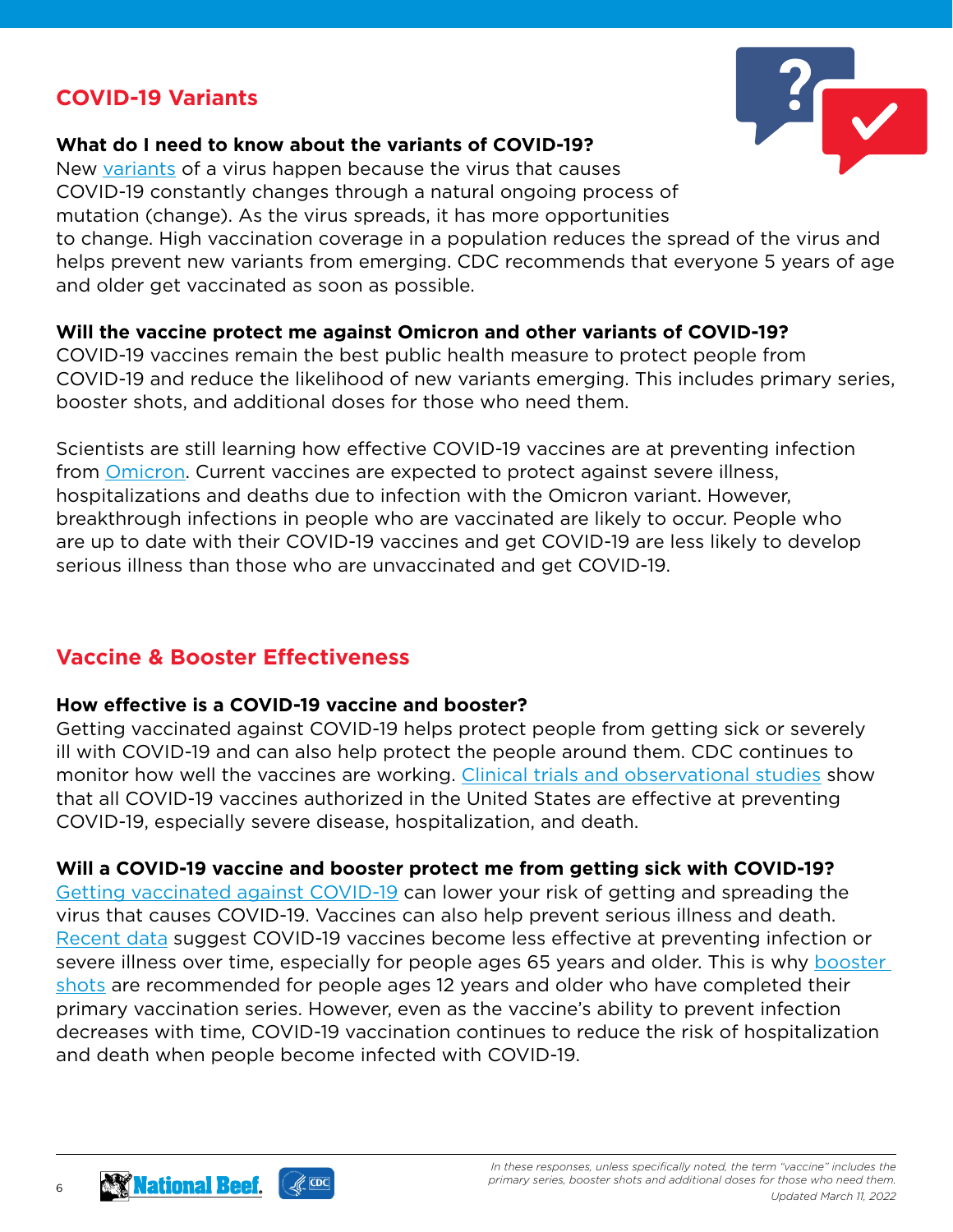## COVID-19 Variants

**What do I need to know about the variants of COVID-19?**

New variants of a virus happen because the virus that causes COVID-19 constantly changes through a natural ongoing process of mutation (change). As the virus spreads, it has more opportunities to change. High vaccination coverage in a population reduces the spread of the virus and helps prevent new variants from emerging. CDC recommends that everyone 5 years of age and older get vaccinated as soon as possible.

**Will the vaccine protect me against Omicron and other variants of COVID-19?**

COVID-19 vaccines remain the best public health measure to protect people from COVID-19 and reduce the likelihood of new variants emerging. This includes primary series, booster shots, and additional doses for those who need them.

Scientists are still learning how effective COVID-19 vaccines are at preventing infection from Omicron. Current vaccines are expected to protect against severe illness, hospitalizations and deaths due to infection with the Omicron variant. However, breakthrough infections in people who are vaccinated are likely to occur. People who are up to date with their COVID-19 vaccines and get COVID-19 are less likely to develop serious illness than those who are unvaccinated and get COVID-19.

## Vaccine & Booster Effectiveness

**How effective is a COVID-19 vaccine and booster?**

Getting vaccinated against COVID-19 helps protect people from getting sick or severely ill with COVID-19 and can also help protect the people around them. CDC continues to monitor how well the vaccines are working. Clinical trials and observational studies show that all COVID-19 vaccines authorized in the United States are effective at preventing COVID-19, especially severe disease, hospitalization, and death.

**Will a COVID-19 vaccine and booster protect me from getting sick with COVID-19?**

Getting vaccinated against COVID-19 can lower your risk of getting and spreading the virus that causes COVID-19. Vaccines can also help prevent serious illness and death. Recent data suggest COVID-19 vaccines become less effective at preventing infection or severe illness over time, especially for people ages 65 years and older. This is why booster shots are recommended for people ages 12 years and older who have completed their primary vaccination series. However, even as the vaccine's ability to prevent infection decreases with time, COVID-19 vaccination continues to reduce the risk of hospitalization and death when people become infected with COVID-19.

*In these responses, unless specifically noted, the term "vaccine" includes the primary series, booster shots and additional doses for those who need them.*

*Updated March 11, 2022*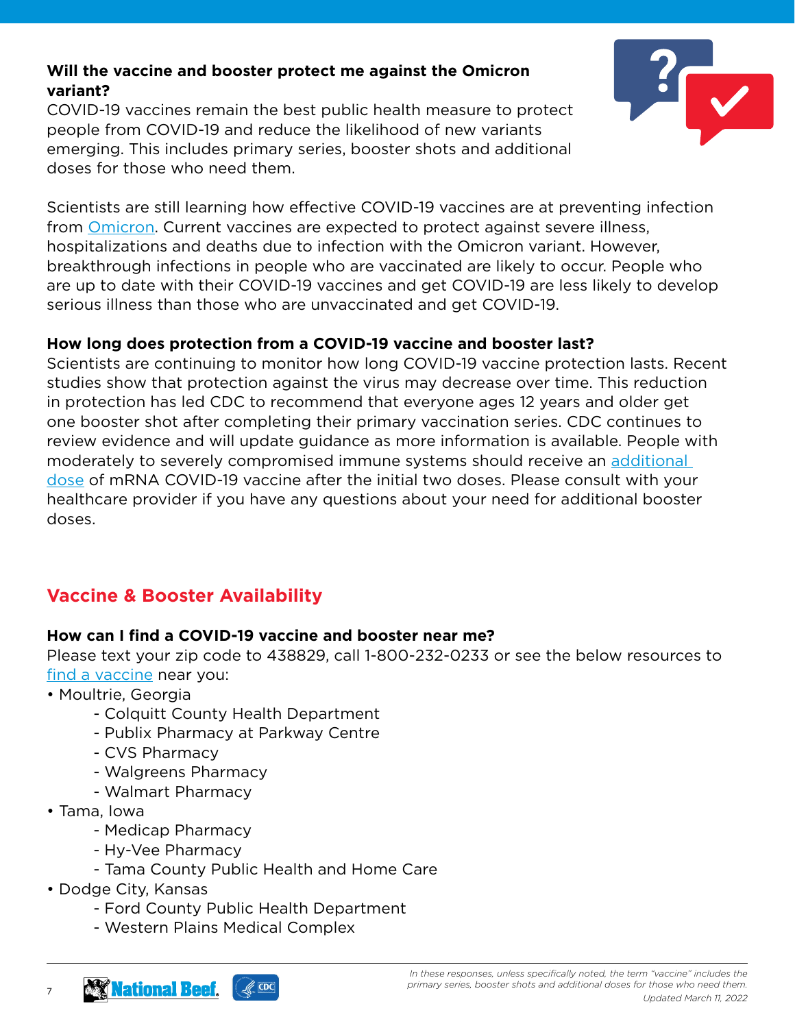**Will the vaccine and booster protect me against the Omicron variant?**
COVID-19 vaccines remain the best public health measure to protect people from COVID-19 and reduce the likelihood of new variants emerging. This includes primary series, booster shots and additional doses for those who need them.

Scientists are still learning how effective COVID-19 vaccines are at preventing infection from Omicron. Current vaccines are expected to protect against severe illness, hospitalizations and deaths due to infection with the Omicron variant. However, breakthrough infections in people who are vaccinated are likely to occur. People who are up to date with their COVID-19 vaccines and get COVID-19 are less likely to develop serious illness than those who are unvaccinated and get COVID-19.

**How long does protection from a COVID-19 vaccine and booster last?**
Scientists are continuing to monitor how long COVID-19 vaccine protection lasts. Recent studies show that protection against the virus may decrease over time. This reduction in protection has led CDC to recommend that everyone ages 12 years and older get one booster shot after completing their primary vaccination series. CDC continues to review evidence and will update guidance as more information is available. People with moderately to severely compromised immune systems should receive an additional dose of mRNA COVID-19 vaccine after the initial two doses. Please consult with your healthcare provider if you have any questions about your need for additional booster doses.

## Vaccine & Booster Availability

**How can I find a COVID-19 vaccine and booster near me?**
Please text your zip code to 438829, call 1-800-232-0233 or see the below resources to find a vaccine near you:

- Moultrie, Georgia
  - Colquitt County Health Department
  - Publix Pharmacy at Parkway Centre
  - CVS Pharmacy
  - Walgreens Pharmacy
  - Walmart Pharmacy
- Tama, Iowa
  - Medicap Pharmacy
  - Hy-Vee Pharmacy
  - Tama County Public Health and Home Care
- Dodge City, Kansas
  - Ford County Public Health Department
  - Western Plains Medical Complex

*In these responses, unless specifically noted, the term "vaccine" includes the primary series, booster shots and additional doses for those who need them.*

*Updated March 11, 2022*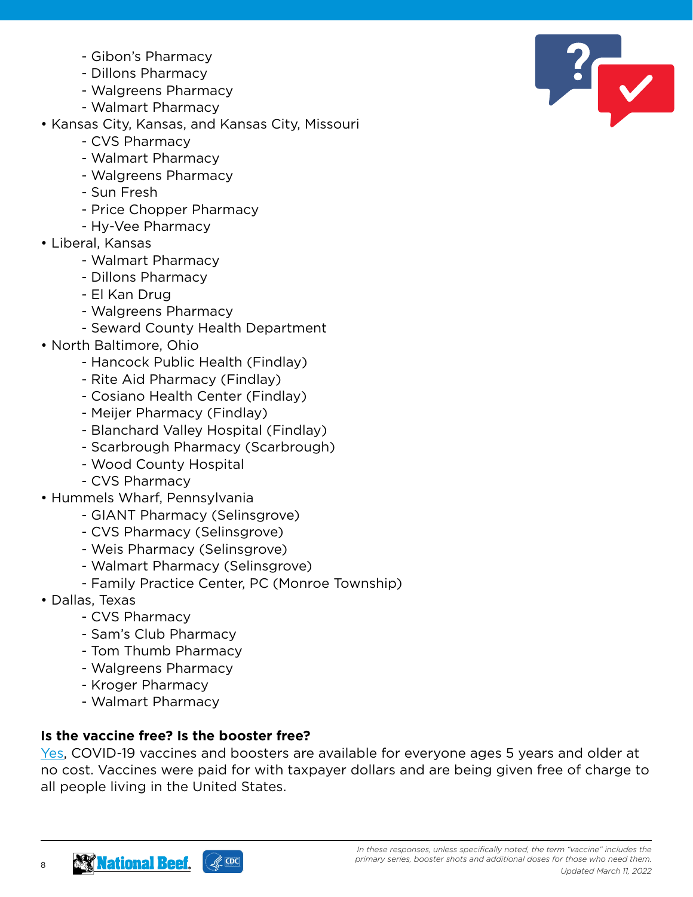- Gibon's Pharmacy
  - Dillons Pharmacy
  - Walgreens Pharmacy
  - Walmart Pharmacy
- Kansas City, Kansas, and Kansas City, Missouri
  - CVS Pharmacy
  - Walmart Pharmacy
  - Walgreens Pharmacy
  - Sun Fresh
  - Price Chopper Pharmacy
  - Hy-Vee Pharmacy
- Liberal, Kansas
  - Walmart Pharmacy
  - Dillons Pharmacy
  - El Kan Drug
  - Walgreens Pharmacy
  - Seward County Health Department
- North Baltimore, Ohio
  - Hancock Public Health (Findlay)
  - Rite Aid Pharmacy (Findlay)
  - Cosiano Health Center (Findlay)
  - Meijer Pharmacy (Findlay)
  - Blanchard Valley Hospital (Findlay)
  - Scarbrough Pharmacy (Scarbrough)
  - Wood County Hospital
  - CVS Pharmacy
- Hummels Wharf, Pennsylvania
  - GIANT Pharmacy (Selinsgrove)
  - CVS Pharmacy (Selinsgrove)
  - Weis Pharmacy (Selinsgrove)
  - Walmart Pharmacy (Selinsgrove)
  - Family Practice Center, PC (Monroe Township)
- Dallas, Texas
  - CVS Pharmacy
  - Sam's Club Pharmacy
  - Tom Thumb Pharmacy
  - Walgreens Pharmacy
  - Kroger Pharmacy
  - Walmart Pharmacy

**Is the vaccine free? Is the booster free?**

Yes, COVID-19 vaccines and boosters are available for everyone ages 5 years and older at no cost. Vaccines were paid for with taxpayer dollars and are being given free of charge to all people living in the United States.

*In these responses, unless specifically noted, the term "vaccine" includes the primary series, booster shots and additional doses for those who need them.*

*Updated March 11, 2022*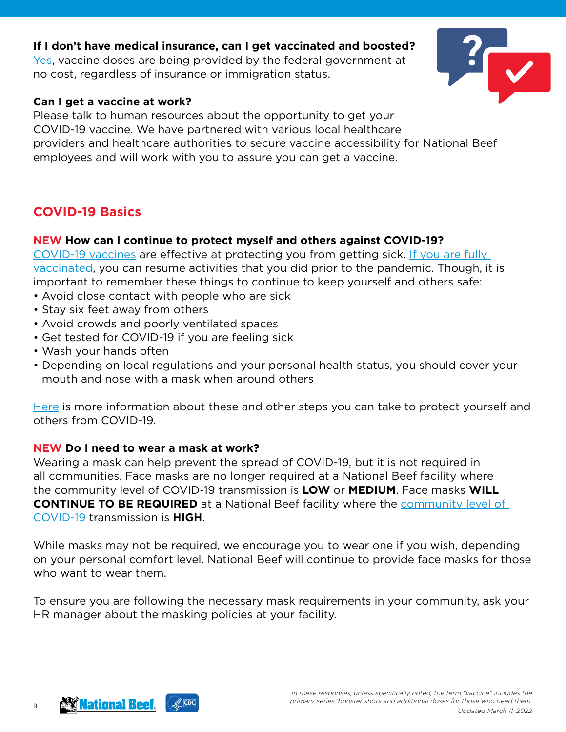**If I don't have medical insurance, can I get vaccinated and boosted?**
Yes, vaccine doses are being provided by the federal government at no cost, regardless of insurance or immigration status.

**Can I get a vaccine at work?**
Please talk to human resources about the opportunity to get your COVID-19 vaccine. We have partnered with various local healthcare providers and healthcare authorities to secure vaccine accessibility for National Beef employees and will work with you to assure you can get a vaccine.

## COVID-19 Basics

**NEW How can I continue to protect myself and others against COVID-19?**
COVID-19 vaccines are effective at protecting you from getting sick. If you are fully vaccinated, you can resume activities that you did prior to the pandemic. Though, it is important to remember these things to continue to keep yourself and others safe:

- Avoid close contact with people who are sick
- Stay six feet away from others
- Avoid crowds and poorly ventilated spaces
- Get tested for COVID-19 if you are feeling sick
- Wash your hands often
- Depending on local regulations and your personal health status, you should cover your mouth and nose with a mask when around others

Here is more information about these and other steps you can take to protect yourself and others from COVID-19.

**NEW Do I need to wear a mask at work?**
Wearing a mask can help prevent the spread of COVID-19, but it is not required in all communities. Face masks are no longer required at a National Beef facility where the community level of COVID-19 transmission is **LOW** or **MEDIUM**. Face masks **WILL CONTINUE TO BE REQUIRED** at a National Beef facility where the community level of COVID-19 transmission is **HIGH**.

While masks may not be required, we encourage you to wear one if you wish, depending on your personal comfort level. National Beef will continue to provide face masks for those who want to wear them.

To ensure you are following the necessary mask requirements in your community, ask your HR manager about the masking policies at your facility.

*In these responses, unless specifically noted, the term "vaccine" includes the primary series, booster shots and additional doses for those who need them.*

*Updated March 11, 2022*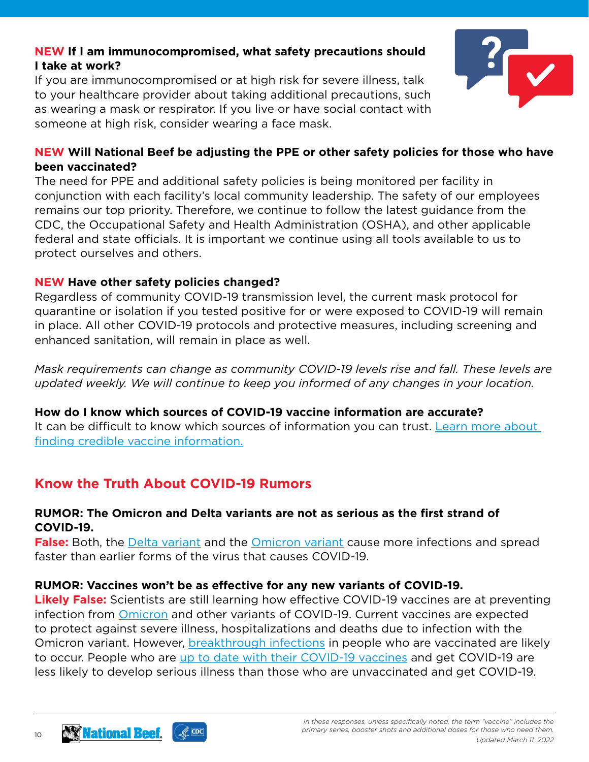**NEW If I am immunocompromised, what safety precautions should I take at work?**
If you are immunocompromised or at high risk for severe illness, talk to your healthcare provider about taking additional precautions, such as wearing a mask or respirator. If you live or have social contact with someone at high risk, consider wearing a face mask.

**NEW Will National Beef be adjusting the PPE or other safety policies for those who have been vaccinated?**
The need for PPE and additional safety policies is being monitored per facility in conjunction with each facility's local community leadership. The safety of our employees remains our top priority. Therefore, we continue to follow the latest guidance from the CDC, the Occupational Safety and Health Administration (OSHA), and other applicable federal and state officials. It is important we continue using all tools available to us to protect ourselves and others.

**NEW Have other safety policies changed?**
Regardless of community COVID-19 transmission level, the current mask protocol for quarantine or isolation if you tested positive for or were exposed to COVID-19 will remain in place. All other COVID-19 protocols and protective measures, including screening and enhanced sanitation, will remain in place as well.

*Mask requirements can change as community COVID-19 levels rise and fall. These levels are updated weekly. We will continue to keep you informed of any changes in your location.*

**How do I know which sources of COVID-19 vaccine information are accurate?**
It can be difficult to know which sources of information you can trust. Learn more about finding credible vaccine information.

## Know the Truth About COVID-19 Rumors

**RUMOR: The Omicron and Delta variants are not as serious as the first strand of COVID-19.**
**False:** Both, the Delta variant and the Omicron variant cause more infections and spread faster than earlier forms of the virus that causes COVID-19.

**RUMOR: Vaccines won't be as effective for any new variants of COVID-19.**
**Likely False:** Scientists are still learning how effective COVID-19 vaccines are at preventing infection from Omicron and other variants of COVID-19. Current vaccines are expected to protect against severe illness, hospitalizations and deaths due to infection with the Omicron variant. However, breakthrough infections in people who are vaccinated are likely to occur. People who are up to date with their COVID-19 vaccines and get COVID-19 are less likely to develop serious illness than those who are unvaccinated and get COVID-19.

*In these responses, unless specifically noted, the term "vaccine" includes the primary series, booster shots and additional doses for those who need them.*

*Updated March 11, 2022*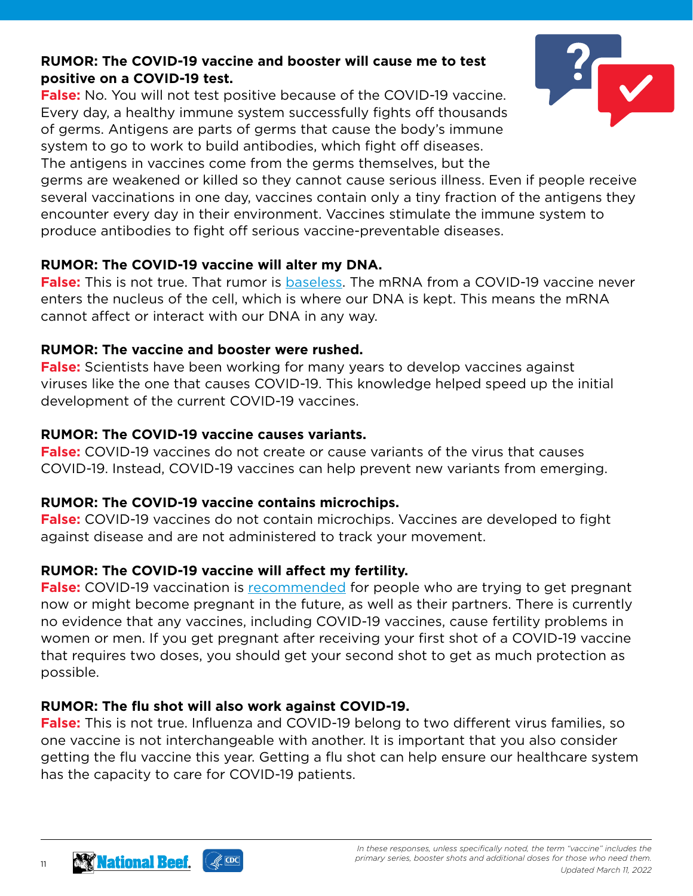**RUMOR: The COVID-19 vaccine and booster will cause me to test positive on a COVID-19 test.**

**False:** No. You will not test positive because of the COVID-19 vaccine. Every day, a healthy immune system successfully fights off thousands of germs. Antigens are parts of germs that cause the body's immune system to go to work to build antibodies, which fight off diseases. The antigens in vaccines come from the germs themselves, but the germs are weakened or killed so they cannot cause serious illness. Even if people receive several vaccinations in one day, vaccines contain only a tiny fraction of the antigens they encounter every day in their environment. Vaccines stimulate the immune system to produce antibodies to fight off serious vaccine-preventable diseases.

**RUMOR: The COVID-19 vaccine will alter my DNA.**

**False:** This is not true. That rumor is baseless. The mRNA from a COVID-19 vaccine never enters the nucleus of the cell, which is where our DNA is kept. This means the mRNA cannot affect or interact with our DNA in any way.

**RUMOR: The vaccine and booster were rushed.**

**False:** Scientists have been working for many years to develop vaccines against viruses like the one that causes COVID-19. This knowledge helped speed up the initial development of the current COVID-19 vaccines.

**RUMOR: The COVID-19 vaccine causes variants.**

**False:** COVID-19 vaccines do not create or cause variants of the virus that causes COVID-19. Instead, COVID-19 vaccines can help prevent new variants from emerging.

**RUMOR: The COVID-19 vaccine contains microchips.**

**False:** COVID-19 vaccines do not contain microchips. Vaccines are developed to fight against disease and are not administered to track your movement.

**RUMOR: The COVID-19 vaccine will affect my fertility.**

**False:** COVID-19 vaccination is recommended for people who are trying to get pregnant now or might become pregnant in the future, as well as their partners. There is currently no evidence that any vaccines, including COVID-19 vaccines, cause fertility problems in women or men. If you get pregnant after receiving your first shot of a COVID-19 vaccine that requires two doses, you should get your second shot to get as much protection as possible.

**RUMOR: The flu shot will also work against COVID-19.**

**False:** This is not true. Influenza and COVID-19 belong to two different virus families, so one vaccine is not interchangeable with another. It is important that you also consider getting the flu vaccine this year. Getting a flu shot can help ensure our healthcare system has the capacity to care for COVID-19 patients.

*In these responses, unless specifically noted, the term "vaccine" includes the primary series, booster shots and additional doses for those who need them.*

*Updated March 11, 2022*